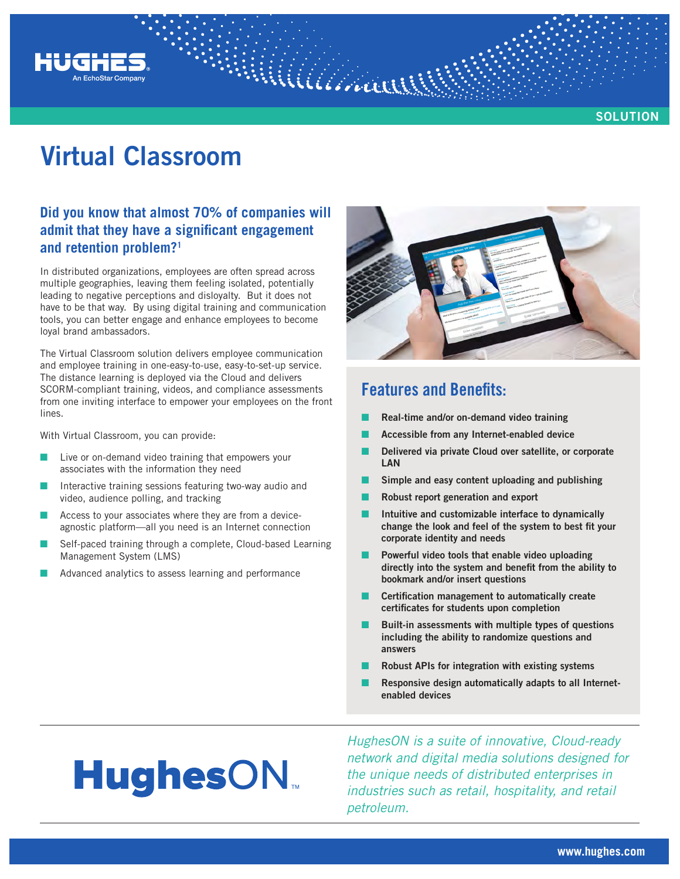HUGHES
An EchoStar Company

SOLUTION

# Virtual Classroom

## Did you know that almost 70% of companies will admit that they have a significant engagement and retention problem?[1]

In distributed organizations, employees are often spread across multiple geographies, leaving them feeling isolated, potentially leading to negative perceptions and disloyalty. But it does not have to be that way. By using digital training and communication tools, you can better engage and enhance employees to become loyal brand ambassadors.

The Virtual Classroom solution delivers employee communication and employee training in one-easy-to-use, easy-to-set-up service. The distance learning is deployed via the Cloud and delivers SCORM-compliant training, videos, and compliance assessments from one inviting interface to empower your employees on the front lines.

With Virtual Classroom, you can provide:

- Live or on-demand video training that empowers your associates with the information they need
- Interactive training sessions featuring two-way audio and video, audience polling, and tracking
- Access to your associates where they are from a device-agnostic platform—all you need is an Internet connection
- Self-paced training through a complete, Cloud-based Learning Management System (LMS)
- Advanced analytics to assess learning and performance

## Features and Benefits:

- **Real-time and/or on-demand video training**
- **Accessible from any Internet-enabled device**
- **Delivered via private Cloud over satellite, or corporate LAN**
- **Simple and easy content uploading and publishing**
- **Robust report generation and export**
- **Intuitive and customizable interface to dynamically change the look and feel of the system to best fit your corporate identity and needs**
- **Powerful video tools that enable video uploading directly into the system and benefit from the ability to bookmark and/or insert questions**
- **Certification management to automatically create certificates for students upon completion**
- **Built-in assessments with multiple types of questions including the ability to randomize questions and answers**
- **Robust APIs for integration with existing systems**
- **Responsive design automatically adapts to all Internet-enabled devices**

HughesON™

*HughesON is a suite of innovative, Cloud-ready network and digital media solutions designed for the unique needs of distributed enterprises in industries such as retail, hospitality, and retail petroleum.*

www.hughes.com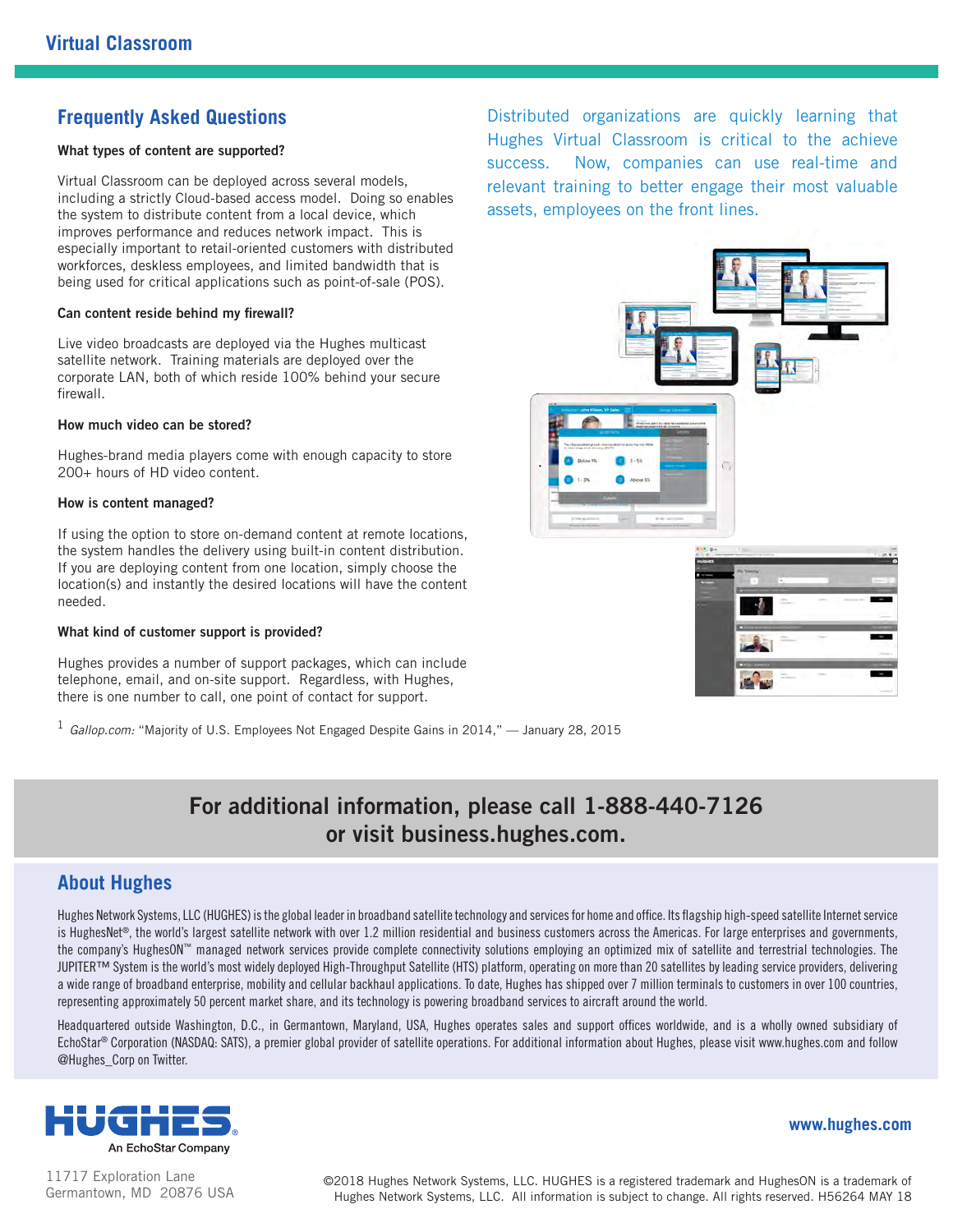## Frequently Asked Questions

**What types of content are supported?**

Virtual Classroom can be deployed across several models, including a strictly Cloud-based access model. Doing so enables the system to distribute content from a local device, which improves performance and reduces network impact. This is especially important to retail-oriented customers with distributed workforces, deskless employees, and limited bandwidth that is being used for critical applications such as point-of-sale (POS).

**Can content reside behind my firewall?**

Live video broadcasts are deployed via the Hughes multicast satellite network. Training materials are deployed over the corporate LAN, both of which reside 100% behind your secure firewall.

**How much video can be stored?**

Hughes-brand media players come with enough capacity to store 200+ hours of HD video content.

**How is content managed?**

If using the option to store on-demand content at remote locations, the system handles the delivery using built-in content distribution. If you are deploying content from one location, simply choose the location(s) and instantly the desired locations will have the content needed.

**What kind of customer support is provided?**

Hughes provides a number of support packages, which can include telephone, email, and on-site support. Regardless, with Hughes, there is one number to call, one point of contact for support.

Distributed organizations are quickly learning that Hughes Virtual Classroom is critical to the achieve success. Now, companies can use real-time and relevant training to better engage their most valuable assets, employees on the front lines.

[1] *Gallop.com:* "Majority of U.S. Employees Not Engaged Despite Gains in 2014," — January 28, 2015

**For additional information, please call 1-888-440-7126 or visit business.hughes.com.**

## About Hughes

Hughes Network Systems, LLC (HUGHES) is the global leader in broadband satellite technology and services for home and office. Its flagship high-speed satellite Internet service is HughesNet®, the world's largest satellite network with over 1.2 million residential and business customers across the Americas. For large enterprises and governments, the company's HughesON™ managed network services provide complete connectivity solutions employing an optimized mix of satellite and terrestrial technologies. The JUPITER™ System is the world's most widely deployed High-Throughput Satellite (HTS) platform, operating on more than 20 satellites by leading service providers, delivering a wide range of broadband enterprise, mobility and cellular backhaul applications. To date, Hughes has shipped over 7 million terminals to customers in over 100 countries, representing approximately 50 percent market share, and its technology is powering broadband services to aircraft around the world.

Headquartered outside Washington, D.C., in Germantown, Maryland, USA, Hughes operates sales and support offices worldwide, and is a wholly owned subsidiary of EchoStar® Corporation (NASDAQ: SATS), a premier global provider of satellite operations. For additional information about Hughes, please visit www.hughes.com and follow @Hughes_Corp on Twitter.

HUGHES®
An EchoStar Company

11717 Exploration Lane
Germantown, MD 20876 USA

www.hughes.com

©2018 Hughes Network Systems, LLC. HUGHES is a registered trademark and HughesON is a trademark of Hughes Network Systems, LLC. All information is subject to change. All rights reserved. H56264 MAY 18